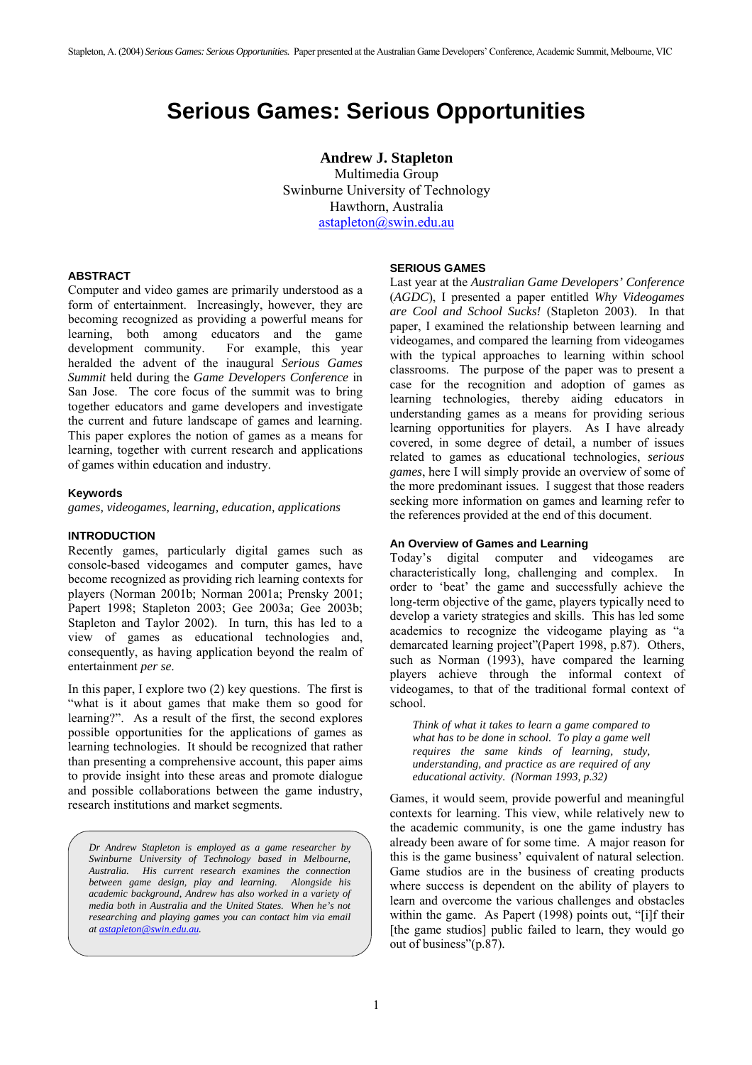# Serious Games: Serious Opportunities

**Andrew J. Stapleton**
Multimedia Group
Swinburne University of Technology
Hawthorn, Australia
astapleton@swin.edu.au

### ABSTRACT

Computer and video games are primarily understood as a form of entertainment. Increasingly, however, they are becoming recognized as providing a powerful means for learning, both among educators and the game development community. For example, this year heralded the advent of the inaugural *Serious Games Summit* held during the *Game Developers Conference* in San Jose. The core focus of the summit was to bring together educators and game developers and investigate the current and future landscape of games and learning. This paper explores the notion of games as a means for learning, together with current research and applications of games within education and industry.

#### Keywords

*games, videogames, learning, education, applications*

### INTRODUCTION

Recently games, particularly digital games such as console-based videogames and computer games, have become recognized as providing rich learning contexts for players (Norman 2001b; Norman 2001a; Prensky 2001; Papert 1998; Stapleton 2003; Gee 2003a; Gee 2003b; Stapleton and Taylor 2002). In turn, this has led to a view of games as educational technologies and, consequently, as having application beyond the realm of entertainment *per se.*

In this paper, I explore two (2) key questions. The first is "what is it about games that make them so good for learning?". As a result of the first, the second explores possible opportunities for the applications of games as learning technologies. It should be recognized that rather than presenting a comprehensive account, this paper aims to provide insight into these areas and promote dialogue and possible collaborations between the game industry, research institutions and market segments.

*Dr Andrew Stapleton is employed as a game researcher by Swinburne University of Technology based in Melbourne, Australia. His current research examines the connection between game design, play and learning. Alongside his academic background, Andrew has also worked in a variety of media both in Australia and the United States. When he's not researching and playing games you can contact him via email at astapleton@swin.edu.au.*

### SERIOUS GAMES

Last year at the *Australian Game Developers' Conference* (*AGDC*), I presented a paper entitled *Why Videogames are Cool and School Sucks!* (Stapleton 2003). In that paper, I examined the relationship between learning and videogames, and compared the learning from videogames with the typical approaches to learning within school classrooms. The purpose of the paper was to present a case for the recognition and adoption of games as learning technologies, thereby aiding educators in understanding games as a means for providing serious learning opportunities for players. As I have already covered, in some degree of detail, a number of issues related to games as educational technologies, *serious games*, here I will simply provide an overview of some of the more predominant issues. I suggest that those readers seeking more information on games and learning refer to the references provided at the end of this document.

#### An Overview of Games and Learning

Today's digital computer and videogames are characteristically long, challenging and complex. In order to 'beat' the game and successfully achieve the long-term objective of the game, players typically need to develop a variety strategies and skills. This has led some academics to recognize the videogame playing as "a demarcated learning project"(Papert 1998, p.87). Others, such as Norman (1993), have compared the learning players achieve through the informal context of videogames, to that of the traditional formal context of school.

> *Think of what it takes to learn a game compared to what has to be done in school. To play a game well requires the same kinds of learning, study, understanding, and practice as are required of any educational activity. (Norman 1993, p.32)*

Games, it would seem, provide powerful and meaningful contexts for learning. This view, while relatively new to the academic community, is one the game industry has already been aware of for some time. A major reason for this is the game business' equivalent of natural selection. Game studios are in the business of creating products where success is dependent on the ability of players to learn and overcome the various challenges and obstacles within the game. As Papert (1998) points out, "[i]f their [the game studios] public failed to learn, they would go out of business"(p.87).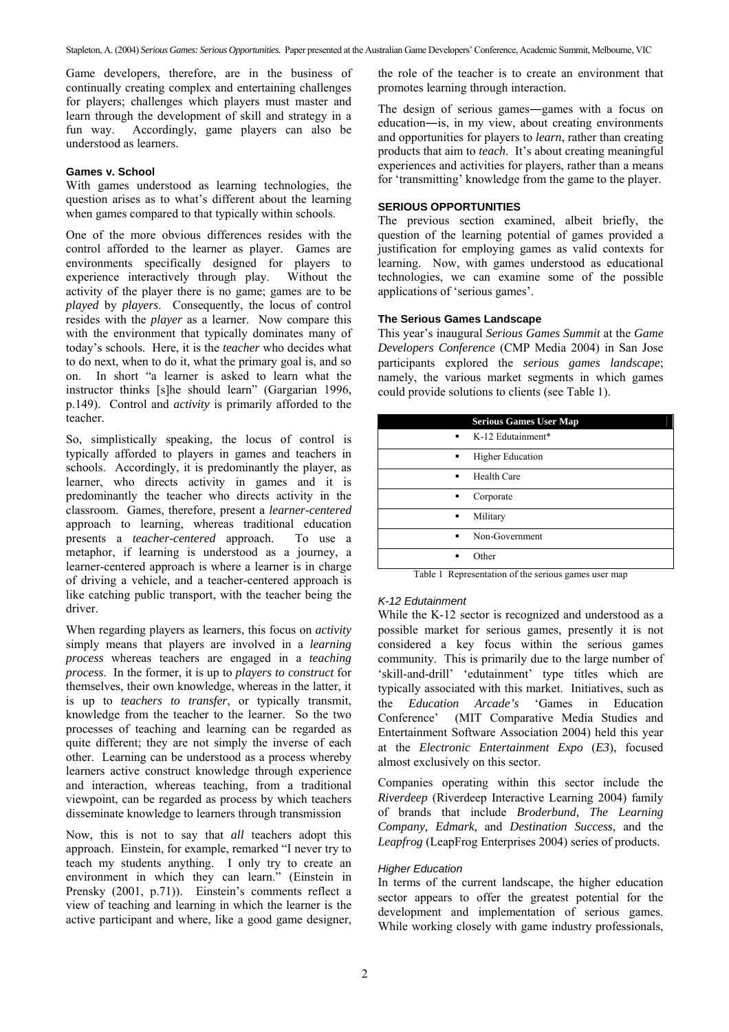Game developers, therefore, are in the business of continually creating complex and entertaining challenges for players; challenges which players must master and learn through the development of skill and strategy in a fun way. Accordingly, game players can also be understood as learners.

### Games v. School

With games understood as learning technologies, the question arises as to what's different about the learning when games compared to that typically within schools.

One of the more obvious differences resides with the control afforded to the learner as player. Games are environments specifically designed for players to experience interactively through play. Without the activity of the player there is no game; games are to be *played* by *players*. Consequently, the locus of control resides with the *player* as a learner. Now compare this with the environment that typically dominates many of today's schools. Here, it is the *teacher* who decides what to do next, when to do it, what the primary goal is, and so on. In short "a learner is asked to learn what the instructor thinks [s]he should learn" (Gargarian 1996, p.149). Control and *activity* is primarily afforded to the teacher.

So, simplistically speaking, the locus of control is typically afforded to players in games and teachers in schools. Accordingly, it is predominantly the player, as learner, who directs activity in games and it is predominantly the teacher who directs activity in the classroom. Games, therefore, present a *learner-centered* approach to learning, whereas traditional education presents a *teacher-centered* approach. To use a metaphor, if learning is understood as a journey, a learner-centered approach is where a learner is in charge of driving a vehicle, and a teacher-centered approach is like catching public transport, with the teacher being the driver.

When regarding players as learners, this focus on *activity* simply means that players are involved in a *learning process* whereas teachers are engaged in a *teaching process*. In the former, it is up to *players to construct* for themselves, their own knowledge, whereas in the latter, it is up to *teachers to transfer*, or typically transmit, knowledge from the teacher to the learner. So the two processes of teaching and learning can be regarded as quite different; they are not simply the inverse of each other. Learning can be understood as a process whereby learners active construct knowledge through experience and interaction, whereas teaching, from a traditional viewpoint, can be regarded as process by which teachers disseminate knowledge to learners through transmission

Now, this is not to say that *all* teachers adopt this approach. Einstein, for example, remarked "I never try to teach my students anything. I only try to create an environment in which they can learn." (Einstein in Prensky (2001, p.71)). Einstein's comments reflect a view of teaching and learning in which the learner is the active participant and where, like a good game designer, the role of the teacher is to create an environment that promotes learning through interaction.

The design of serious games―games with a focus on education―is, in my view, about creating environments and opportunities for players to *learn*, rather than creating products that aim to *teach*. It's about creating meaningful experiences and activities for players, rather than a means for 'transmitting' knowledge from the game to the player.

## SERIOUS OPPORTUNITIES

The previous section examined, albeit briefly, the question of the learning potential of games provided a justification for employing games as valid contexts for learning. Now, with games understood as educational technologies, we can examine some of the possible applications of 'serious games'.

### The Serious Games Landscape

This year's inaugural *Serious Games Summit* at the *Game Developers Conference* (CMP Media 2004) in San Jose participants explored the *serious games landscape*; namely, the various market segments in which games could provide solutions to clients (see Table 1).

| Serious Games User Map |
|---|
| ▪ K-12 Edutainment* |
| ▪ Higher Education |
| ▪ Health Care |
| ▪ Corporate |
| ▪ Military |
| ▪ Non-Government |
| ▪ Other |

Table 1 Representation of the serious games user map

#### *K-12 Edutainment*

While the K-12 sector is recognized and understood as a possible market for serious games, presently it is not considered a key focus within the serious games community. This is primarily due to the large number of 'skill-and-drill' 'edutainment' type titles which are typically associated with this market. Initiatives, such as the *Education Arcade's* 'Games in Education Conference' (MIT Comparative Media Studies and Entertainment Software Association 2004) held this year at the *Electronic Entertainment Expo* (*E3*), focused almost exclusively on this sector.

Companies operating within this sector include the *Riverdeep* (Riverdeep Interactive Learning 2004) family of brands that include *Broderbund, The Learning Company, Edmark,* and *Destination Success*, and the *Leapfrog* (LeapFrog Enterprises 2004) series of products.

#### *Higher Education*

In terms of the current landscape, the higher education sector appears to offer the greatest potential for the development and implementation of serious games. While working closely with game industry professionals,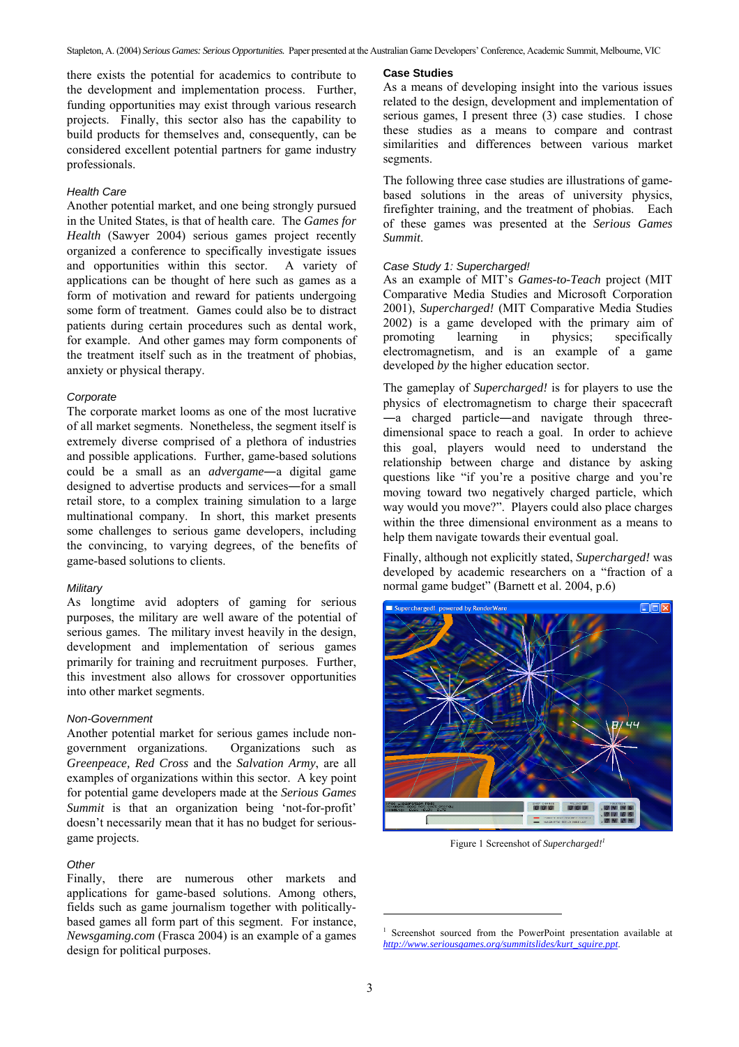there exists the potential for academics to contribute to the development and implementation process. Further, funding opportunities may exist through various research projects. Finally, this sector also has the capability to build products for themselves and, consequently, can be considered excellent potential partners for game industry professionals.

### *Health Care*

Another potential market, and one being strongly pursued in the United States, is that of health care. The *Games for Health* (Sawyer 2004) serious games project recently organized a conference to specifically investigate issues and opportunities within this sector. A variety of applications can be thought of here such as games as a form of motivation and reward for patients undergoing some form of treatment. Games could also be to distract patients during certain procedures such as dental work, for example. And other games may form components of the treatment itself such as in the treatment of phobias, anxiety or physical therapy.

### *Corporate*

The corporate market looms as one of the most lucrative of all market segments. Nonetheless, the segment itself is extremely diverse comprised of a plethora of industries and possible applications. Further, game-based solutions could be a small as an *advergame*—a digital game designed to advertise products and services—for a small retail store, to a complex training simulation to a large multinational company. In short, this market presents some challenges to serious game developers, including the convincing, to varying degrees, of the benefits of game-based solutions to clients.

### *Military*

As longtime avid adopters of gaming for serious purposes, the military are well aware of the potential of serious games. The military invest heavily in the design, development and implementation of serious games primarily for training and recruitment purposes. Further, this investment also allows for crossover opportunities into other market segments.

### *Non-Government*

Another potential market for serious games include non-government organizations. Organizations such as *Greenpeace, Red Cross* and the *Salvation Army*, are all examples of organizations within this sector. A key point for potential game developers made at the *Serious Games Summit* is that an organization being 'not-for-profit' doesn't necessarily mean that it has no budget for serious-game projects.

### *Other*

Finally, there are numerous other markets and applications for game-based solutions. Among others, fields such as game journalism together with politically-based games all form part of this segment. For instance, *Newsgaming.com* (Frasca 2004) is an example of a games design for political purposes.

## Case Studies

As a means of developing insight into the various issues related to the design, development and implementation of serious games, I present three (3) case studies. I chose these studies as a means to compare and contrast similarities and differences between various market segments.

The following three case studies are illustrations of game-based solutions in the areas of university physics, firefighter training, and the treatment of phobias. Each of these games was presented at the *Serious Games Summit*.

### *Case Study 1: Supercharged!*

As an example of MIT's *Games-to-Teach* project (MIT Comparative Media Studies and Microsoft Corporation 2001), *Supercharged!* (MIT Comparative Media Studies 2002) is a game developed with the primary aim of promoting learning in physics; specifically electromagnetism, and is an example of a game developed *by* the higher education sector.

The gameplay of *Supercharged!* is for players to use the physics of electromagnetism to charge their spacecraft—a charged particle—and navigate through three-dimensional space to reach a goal. In order to achieve this goal, players would need to understand the relationship between charge and distance by asking questions like "if you're a positive charge and you're moving toward two negatively charged particle, which way would you move?". Players could also place charges within the three dimensional environment as a means to help them navigate towards their eventual goal.

Finally, although not explicitly stated, *Supercharged!* was developed by academic researchers on a "fraction of a normal game budget" (Barnett et al. 2004, p.6)

Figure 1 Screenshot of *Supercharged!*[1]

[1] Screenshot sourced from the PowerPoint presentation available at http://www.seriousgames.org/summitslides/kurt_squire.ppt.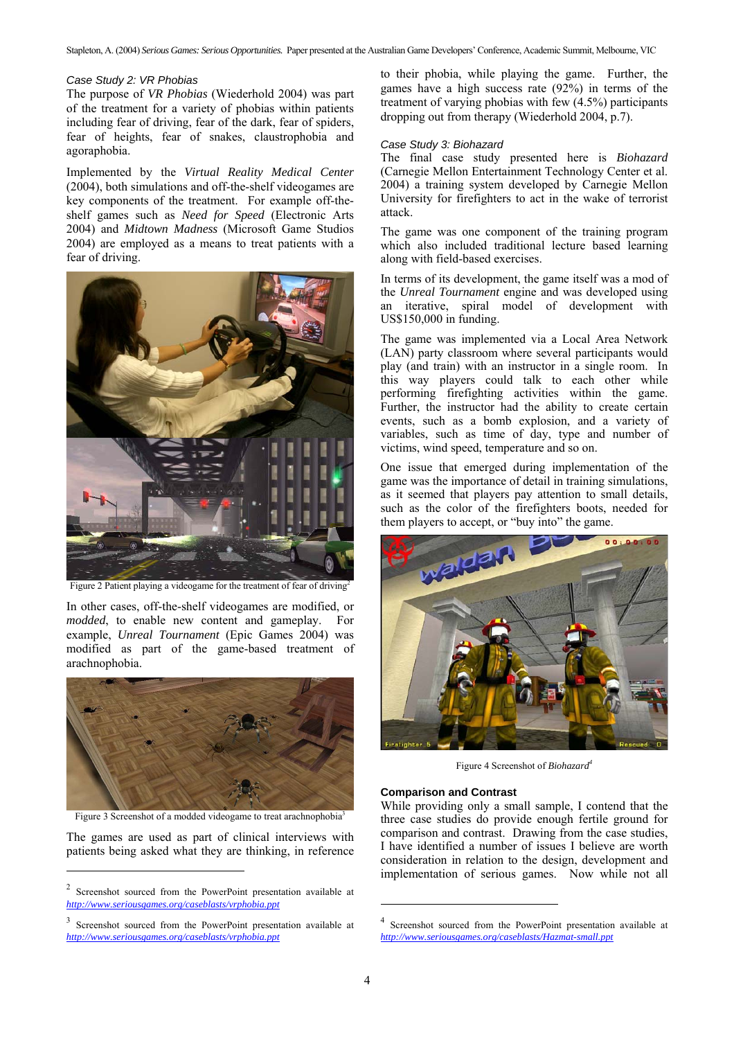*Case Study 2: VR Phobias*

The purpose of *VR Phobias* (Wiederhold 2004) was part of the treatment for a variety of phobias within patients including fear of driving, fear of the dark, fear of spiders, fear of heights, fear of snakes, claustrophobia and agoraphobia.

Implemented by the *Virtual Reality Medical Center* (2004), both simulations and off-the-shelf videogames are key components of the treatment. For example off-the-shelf games such as *Need for Speed* (Electronic Arts 2004) and *Midtown Madness* (Microsoft Game Studios 2004) are employed as a means to treat patients with a fear of driving.

Figure 2 Patient playing a videogame for the treatment of fear of driving[2]

In other cases, off-the-shelf videogames are modified, or *modded*, to enable new content and gameplay. For example, *Unreal Tournament* (Epic Games 2004) was modified as part of the game-based treatment of arachnophobia.

Figure 3 Screenshot of a modded videogame to treat arachnophobia[3]

The games are used as part of clinical interviews with patients being asked what they are thinking, in reference to their phobia, while playing the game. Further, the games have a high success rate (92%) in terms of the treatment of varying phobias with few (4.5%) participants dropping out from therapy (Wiederhold 2004, p.7).

*Case Study 3: Biohazard*

The final case study presented here is *Biohazard* (Carnegie Mellon Entertainment Technology Center et al. 2004) a training system developed by Carnegie Mellon University for firefighters to act in the wake of terrorist attack.

The game was one component of the training program which also included traditional lecture based learning along with field-based exercises.

In terms of its development, the game itself was a mod of the *Unreal Tournament* engine and was developed using an iterative, spiral model of development with US$150,000 in funding.

The game was implemented via a Local Area Network (LAN) party classroom where several participants would play (and train) with an instructor in a single room. In this way players could talk to each other while performing firefighting activities within the game. Further, the instructor had the ability to create certain events, such as a bomb explosion, and a variety of variables, such as time of day, type and number of victims, wind speed, temperature and so on.

One issue that emerged during implementation of the game was the importance of detail in training simulations, as it seemed that players pay attention to small details, such as the color of the firefighters boots, needed for them players to accept, or "buy into" the game.

Figure 4 Screenshot of *Biohazard*[4]

**Comparison and Contrast**

While providing only a small sample, I contend that the three case studies do provide enough fertile ground for comparison and contrast. Drawing from the case studies, I have identified a number of issues I believe are worth consideration in relation to the design, development and implementation of serious games. Now while not all

---

[2] Screenshot sourced from the PowerPoint presentation available at http://www.seriousgames.org/caseblasts/vrphobia.ppt

[3] Screenshot sourced from the PowerPoint presentation available at http://www.seriousgames.org/caseblasts/vrphobia.ppt

[4] Screenshot sourced from the PowerPoint presentation available at http://www.seriousgames.org/caseblasts/Hazmat-small.ppt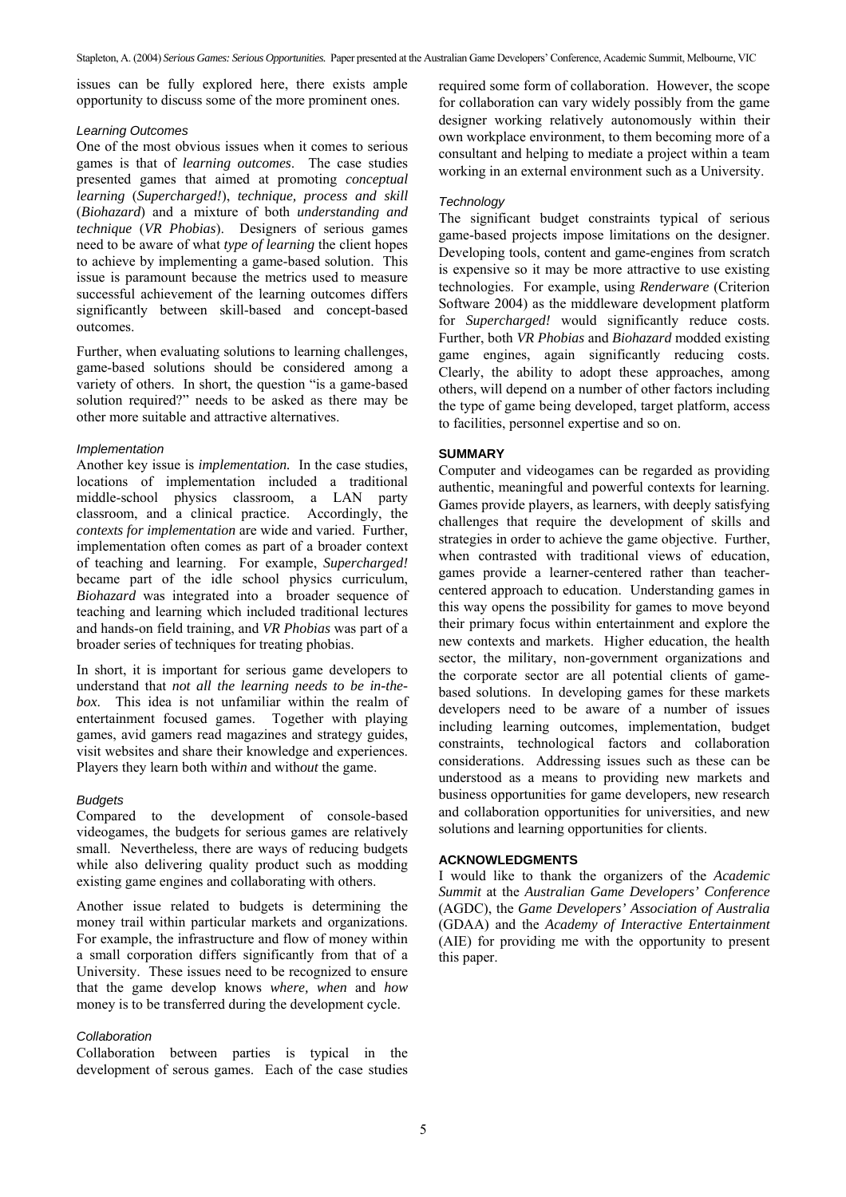issues can be fully explored here, there exists ample opportunity to discuss some of the more prominent ones.

#### *Learning Outcomes*

One of the most obvious issues when it comes to serious games is that of *learning outcomes*. The case studies presented games that aimed at promoting *conceptual learning* (*Supercharged!*), *technique, process and skill* (*Biohazard*) and a mixture of both *understanding and technique* (*VR Phobias*). Designers of serious games need to be aware of what *type of learning* the client hopes to achieve by implementing a game-based solution. This issue is paramount because the metrics used to measure successful achievement of the learning outcomes differs significantly between skill-based and concept-based outcomes.

Further, when evaluating solutions to learning challenges, game-based solutions should be considered among a variety of others. In short, the question "is a game-based solution required?" needs to be asked as there may be other more suitable and attractive alternatives.

#### *Implementation*

Another key issue is *implementation.* In the case studies, locations of implementation included a traditional middle-school physics classroom, a LAN party classroom, and a clinical practice. Accordingly, the *contexts for implementation* are wide and varied. Further, implementation often comes as part of a broader context of teaching and learning. For example, *Supercharged!* became part of the idle school physics curriculum, *Biohazard* was integrated into a broader sequence of teaching and learning which included traditional lectures and hands-on field training, and *VR Phobias* was part of a broader series of techniques for treating phobias.

In short, it is important for serious game developers to understand that *not all the learning needs to be in-the-box.* This idea is not unfamiliar within the realm of entertainment focused games. Together with playing games, avid gamers read magazines and strategy guides, visit websites and share their knowledge and experiences. Players they learn both with*in* and with*out* the game.

#### *Budgets*

Compared to the development of console-based videogames, the budgets for serious games are relatively small. Nevertheless, there are ways of reducing budgets while also delivering quality product such as modding existing game engines and collaborating with others.

Another issue related to budgets is determining the money trail within particular markets and organizations. For example, the infrastructure and flow of money within a small corporation differs significantly from that of a University. These issues need to be recognized to ensure that the game develop knows *where, when* and *how* money is to be transferred during the development cycle.

#### *Collaboration*

Collaboration between parties is typical in the development of serous games. Each of the case studies required some form of collaboration. However, the scope for collaboration can vary widely possibly from the game designer working relatively autonomously within their own workplace environment, to them becoming more of a consultant and helping to mediate a project within a team working in an external environment such as a University.

#### *Technology*

The significant budget constraints typical of serious game-based projects impose limitations on the designer. Developing tools, content and game-engines from scratch is expensive so it may be more attractive to use existing technologies. For example, using *Renderware* (Criterion Software 2004) as the middleware development platform for *Supercharged!* would significantly reduce costs. Further, both *VR Phobias* and *Biohazard* modded existing game engines, again significantly reducing costs. Clearly, the ability to adopt these approaches, among others, will depend on a number of other factors including the type of game being developed, target platform, access to facilities, personnel expertise and so on.

## SUMMARY

Computer and videogames can be regarded as providing authentic, meaningful and powerful contexts for learning. Games provide players, as learners, with deeply satisfying challenges that require the development of skills and strategies in order to achieve the game objective. Further, when contrasted with traditional views of education, games provide a learner-centered rather than teacher-centered approach to education. Understanding games in this way opens the possibility for games to move beyond their primary focus within entertainment and explore the new contexts and markets. Higher education, the health sector, the military, non-government organizations and the corporate sector are all potential clients of game-based solutions. In developing games for these markets developers need to be aware of a number of issues including learning outcomes, implementation, budget constraints, technological factors and collaboration considerations. Addressing issues such as these can be understood as a means to providing new markets and business opportunities for game developers, new research and collaboration opportunities for universities, and new solutions and learning opportunities for clients.

## ACKNOWLEDGMENTS

I would like to thank the organizers of the *Academic Summit* at the *Australian Game Developers' Conference* (AGDC), the *Game Developers' Association of Australia* (GDAA) and the *Academy of Interactive Entertainment* (AIE) for providing me with the opportunity to present this paper.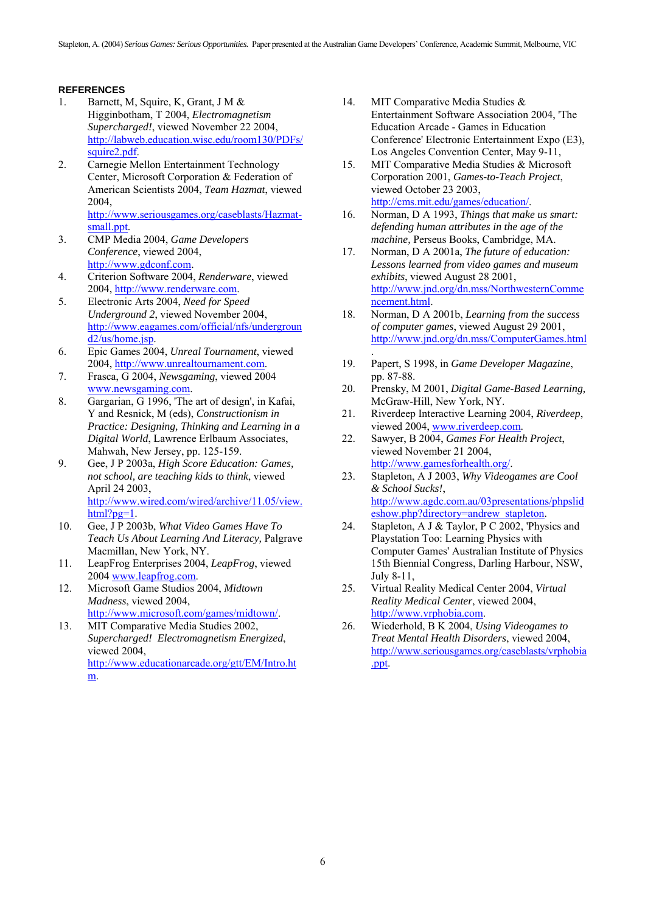**REFERENCES**

1. Barnett, M, Squire, K, Grant, J M & Higginbotham, T 2004, *Electromagnetism Supercharged!*, viewed November 22 2004, http://labweb.education.wisc.edu/room130/PDFs/squire2.pdf.
2. Carnegie Mellon Entertainment Technology Center, Microsoft Corporation & Federation of American Scientists 2004, *Team Hazmat*, viewed 2004, http://www.seriousgames.org/caseblasts/Hazmat-small.ppt.
3. CMP Media 2004, *Game Developers Conference*, viewed 2004, http://www.gdconf.com.
4. Criterion Software 2004, *Renderware*, viewed 2004, http://www.renderware.com.
5. Electronic Arts 2004, *Need for Speed Underground 2*, viewed November 2004, http://www.eagames.com/official/nfs/underground2/us/home.jsp.
6. Epic Games 2004, *Unreal Tournament*, viewed 2004, http://www.unrealtournament.com.
7. Frasca, G 2004, *Newsgaming*, viewed 2004 www.newsgaming.com.
8. Gargarian, G 1996, 'The art of design', in Kafai, Y and Resnick, M (eds), *Constructionism in Practice: Designing, Thinking and Learning in a Digital World*, Lawrence Erlbaum Associates, Mahwah, New Jersey, pp. 125-159.
9. Gee, J P 2003a, *High Score Education: Games, not school, are teaching kids to think*, viewed April 24 2003, http://www.wired.com/wired/archive/11.05/view.html?pg=1.
10. Gee, J P 2003b, *What Video Games Have To Teach Us About Learning And Literacy,* Palgrave Macmillan, New York, NY.
11. LeapFrog Enterprises 2004, *LeapFrog*, viewed 2004 www.leapfrog.com.
12. Microsoft Game Studios 2004, *Midtown Madness*, viewed 2004, http://www.microsoft.com/games/midtown/.
13. MIT Comparative Media Studies 2002, *Supercharged! Electromagnetism Energized*, viewed 2004, http://www.educationarcade.org/gtt/EM/Intro.htm.
14. MIT Comparative Media Studies & Entertainment Software Association 2004, 'The Education Arcade - Games in Education Conference' Electronic Entertainment Expo (E3), Los Angeles Convention Center, May 9-11,
15. MIT Comparative Media Studies & Microsoft Corporation 2001, *Games-to-Teach Project*, viewed October 23 2003, http://cms.mit.edu/games/education/.
16. Norman, D A 1993, *Things that make us smart: defending human attributes in the age of the machine,* Perseus Books, Cambridge, MA.
17. Norman, D A 2001a, *The future of education: Lessons learned from video games and museum exhibits*, viewed August 28 2001, http://www.jnd.org/dn.mss/NorthwesternCommencement.html.
18. Norman, D A 2001b, *Learning from the success of computer games*, viewed August 29 2001, http://www.jnd.org/dn.mss/ComputerGames.html.
19. Papert, S 1998, in *Game Developer Magazine*, pp. 87-88.
20. Prensky, M 2001, *Digital Game-Based Learning,* McGraw-Hill, New York, NY.
21. Riverdeep Interactive Learning 2004, *Riverdeep*, viewed 2004, www.riverdeep.com.
22. Sawyer, B 2004, *Games For Health Project*, viewed November 21 2004, http://www.gamesforhealth.org/.
23. Stapleton, A J 2003, *Why Videogames are Cool & School Sucks!*, http://www.agdc.com.au/03presentations/phpslideshow.php?directory=andrew_stapleton.
24. Stapleton, A J & Taylor, P C 2002, 'Physics and Playstation Too: Learning Physics with Computer Games' Australian Institute of Physics 15th Biennial Congress, Darling Harbour, NSW, July 8-11,
25. Virtual Reality Medical Center 2004, *Virtual Reality Medical Center*, viewed 2004, http://www.vrphobia.com.
26. Wiederhold, B K 2004, *Using Videogames to Treat Mental Health Disorders*, viewed 2004, http://www.seriousgames.org/caseblasts/vrphobia.ppt.